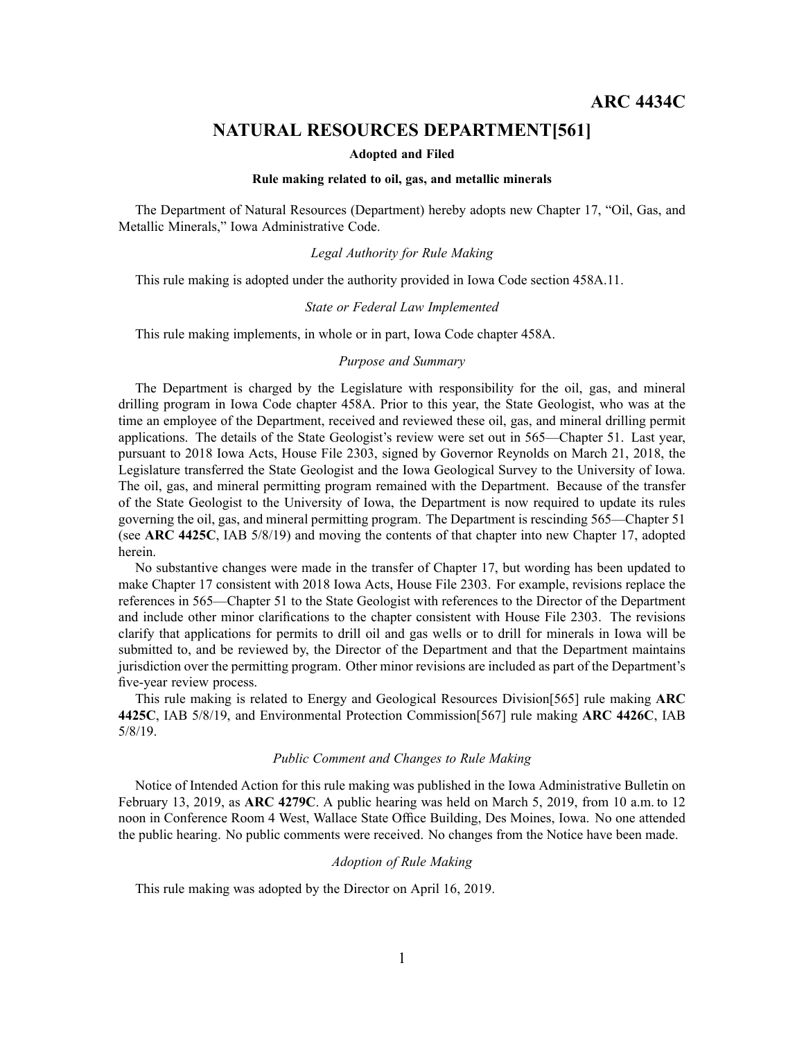# ARC 4434C

## NATURAL RESOURCES DEPARTMENT[561]

**Adopted and Filed**

**Rule making related to oil, gas, and metallic minerals**

The Department of Natural Resources (Department) hereby adopts new Chapter 17, "Oil, Gas, and Metallic Minerals," Iowa Administrative Code.

*Legal Authority for Rule Making*

This rule making is adopted under the authority provided in Iowa Code section 458A.11.

*State or Federal Law Implemented*

This rule making implements, in whole or in part, Iowa Code chapter 458A.

*Purpose and Summary*

The Department is charged by the Legislature with responsibility for the oil, gas, and mineral drilling program in Iowa Code chapter 458A. Prior to this year, the State Geologist, who was at the time an employee of the Department, received and reviewed these oil, gas, and mineral drilling permit applications. The details of the State Geologist's review were set out in 565—Chapter 51. Last year, pursuant to 2018 Iowa Acts, House File 2303, signed by Governor Reynolds on March 21, 2018, the Legislature transferred the State Geologist and the Iowa Geological Survey to the University of Iowa. The oil, gas, and mineral permitting program remained with the Department. Because of the transfer of the State Geologist to the University of Iowa, the Department is now required to update its rules governing the oil, gas, and mineral permitting program. The Department is rescinding 565—Chapter 51 (see **ARC 4425C**, IAB 5/8/19) and moving the contents of that chapter into new Chapter 17, adopted herein.

No substantive changes were made in the transfer of Chapter 17, but wording has been updated to make Chapter 17 consistent with 2018 Iowa Acts, House File 2303. For example, revisions replace the references in 565—Chapter 51 to the State Geologist with references to the Director of the Department and include other minor clarifications to the chapter consistent with House File 2303. The revisions clarify that applications for permits to drill oil and gas wells or to drill for minerals in Iowa will be submitted to, and be reviewed by, the Director of the Department and that the Department maintains jurisdiction over the permitting program. Other minor revisions are included as part of the Department's five-year review process.

This rule making is related to Energy and Geological Resources Division[565] rule making **ARC 4425C**, IAB 5/8/19, and Environmental Protection Commission[567] rule making **ARC 4426C**, IAB 5/8/19.

*Public Comment and Changes to Rule Making*

Notice of Intended Action for this rule making was published in the Iowa Administrative Bulletin on February 13, 2019, as **ARC 4279C**. A public hearing was held on March 5, 2019, from 10 a.m. to 12 noon in Conference Room 4 West, Wallace State Office Building, Des Moines, Iowa. No one attended the public hearing. No public comments were received. No changes from the Notice have been made.

*Adoption of Rule Making*

This rule making was adopted by the Director on April 16, 2019.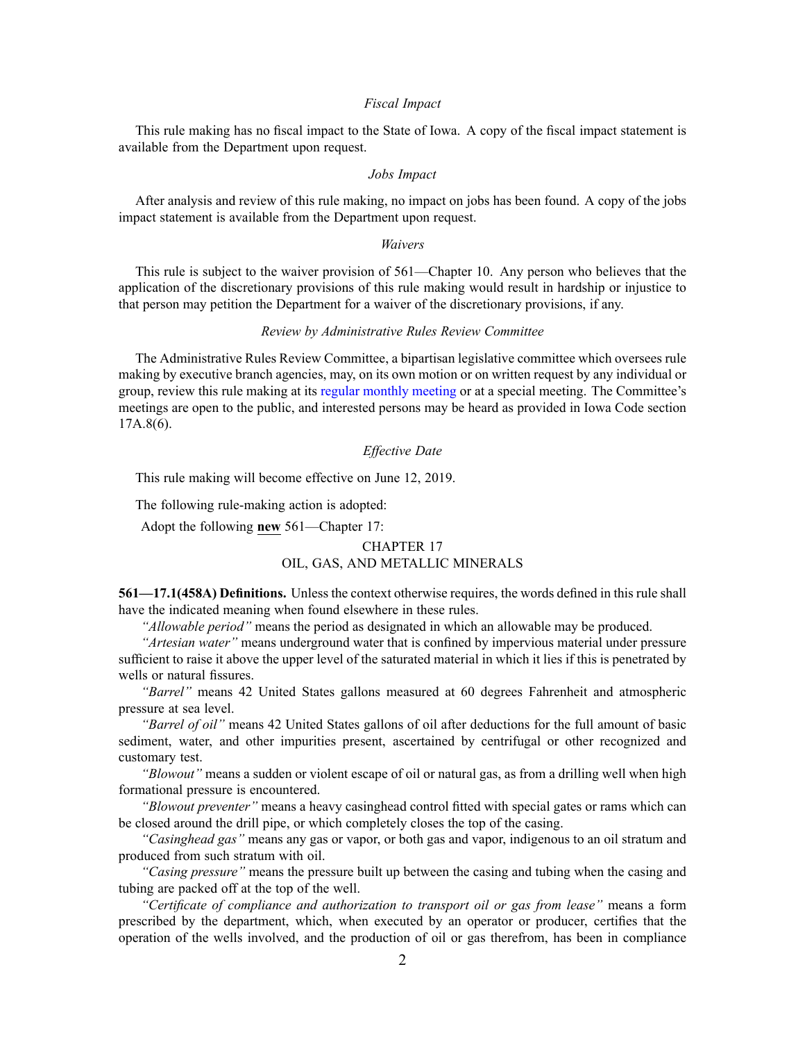*Fiscal Impact*

This rule making has no fiscal impact to the State of Iowa. A copy of the fiscal impact statement is available from the Department upon request.

*Jobs Impact*

After analysis and review of this rule making, no impact on jobs has been found. A copy of the jobs impact statement is available from the Department upon request.

*Waivers*

This rule is subject to the waiver provision of 561—Chapter 10. Any person who believes that the application of the discretionary provisions of this rule making would result in hardship or injustice to that person may petition the Department for a waiver of the discretionary provisions, if any.

*Review by Administrative Rules Review Committee*

The Administrative Rules Review Committee, a bipartisan legislative committee which oversees rule making by executive branch agencies, may, on its own motion or on written request by any individual or group, review this rule making at its regular monthly meeting or at a special meeting. The Committee's meetings are open to the public, and interested persons may be heard as provided in Iowa Code section 17A.8(6).

*Effective Date*

This rule making will become effective on June 12, 2019.

The following rule-making action is adopted:

Adopt the following **new** 561—Chapter 17:

CHAPTER 17
OIL, GAS, AND METALLIC MINERALS

**561—17.1(458A) Definitions.** Unless the context otherwise requires, the words defined in this rule shall have the indicated meaning when found elsewhere in these rules.

*"Allowable period"* means the period as designated in which an allowable may be produced.

*"Artesian water"* means underground water that is confined by impervious material under pressure sufficient to raise it above the upper level of the saturated material in which it lies if this is penetrated by wells or natural fissures.

*"Barrel"* means 42 United States gallons measured at 60 degrees Fahrenheit and atmospheric pressure at sea level.

*"Barrel of oil"* means 42 United States gallons of oil after deductions for the full amount of basic sediment, water, and other impurities present, ascertained by centrifugal or other recognized and customary test.

*"Blowout"* means a sudden or violent escape of oil or natural gas, as from a drilling well when high formational pressure is encountered.

*"Blowout preventer"* means a heavy casinghead control fitted with special gates or rams which can be closed around the drill pipe, or which completely closes the top of the casing.

*"Casinghead gas"* means any gas or vapor, or both gas and vapor, indigenous to an oil stratum and produced from such stratum with oil.

*"Casing pressure"* means the pressure built up between the casing and tubing when the casing and tubing are packed off at the top of the well.

*"Certificate of compliance and authorization to transport oil or gas from lease"* means a form prescribed by the department, which, when executed by an operator or producer, certifies that the operation of the wells involved, and the production of oil or gas therefrom, has been in compliance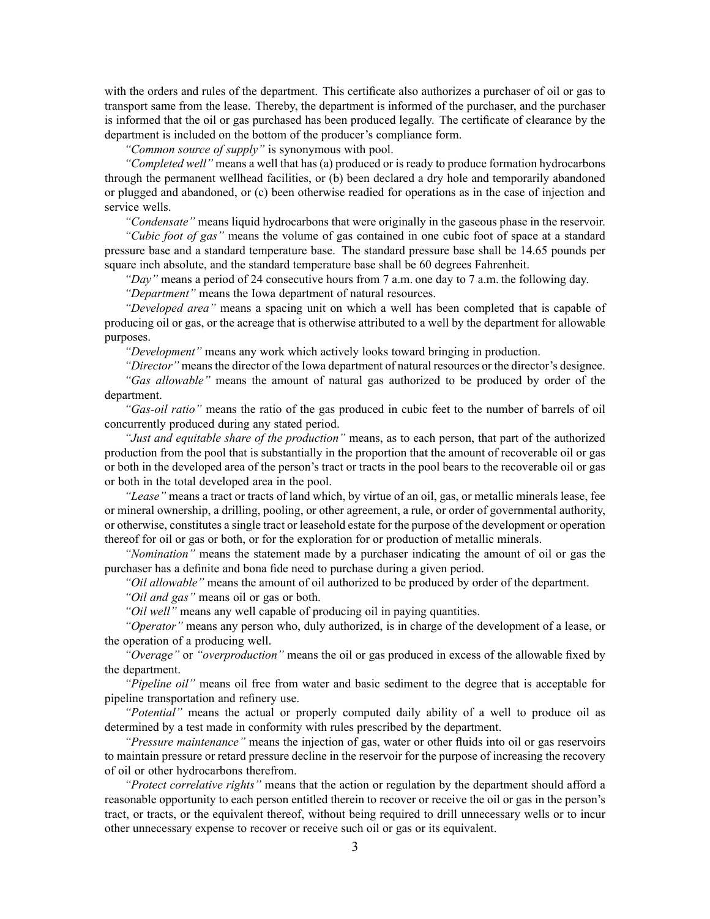with the orders and rules of the department. This certificate also authorizes a purchaser of oil or gas to transport same from the lease. Thereby, the department is informed of the purchaser, and the purchaser is informed that the oil or gas purchased has been produced legally. The certificate of clearance by the department is included on the bottom of the producer's compliance form.

*"Common source of supply"* is synonymous with pool.

*"Completed well"* means a well that has (a) produced or is ready to produce formation hydrocarbons through the permanent wellhead facilities, or (b) been declared a dry hole and temporarily abandoned or plugged and abandoned, or (c) been otherwise readied for operations as in the case of injection and service wells.

*"Condensate"* means liquid hydrocarbons that were originally in the gaseous phase in the reservoir.

*"Cubic foot of gas"* means the volume of gas contained in one cubic foot of space at a standard pressure base and a standard temperature base. The standard pressure base shall be 14.65 pounds per square inch absolute, and the standard temperature base shall be 60 degrees Fahrenheit.

*"Day"* means a period of 24 consecutive hours from 7 a.m. one day to 7 a.m. the following day.

*"Department"* means the Iowa department of natural resources.

*"Developed area"* means a spacing unit on which a well has been completed that is capable of producing oil or gas, or the acreage that is otherwise attributed to a well by the department for allowable purposes.

*"Development"* means any work which actively looks toward bringing in production.

*"Director"* means the director of the Iowa department of natural resources or the director's designee.

*"Gas allowable"* means the amount of natural gas authorized to be produced by order of the department.

*"Gas-oil ratio"* means the ratio of the gas produced in cubic feet to the number of barrels of oil concurrently produced during any stated period.

*"Just and equitable share of the production"* means, as to each person, that part of the authorized production from the pool that is substantially in the proportion that the amount of recoverable oil or gas or both in the developed area of the person's tract or tracts in the pool bears to the recoverable oil or gas or both in the total developed area in the pool.

*"Lease"* means a tract or tracts of land which, by virtue of an oil, gas, or metallic minerals lease, fee or mineral ownership, a drilling, pooling, or other agreement, a rule, or order of governmental authority, or otherwise, constitutes a single tract or leasehold estate for the purpose of the development or operation thereof for oil or gas or both, or for the exploration for or production of metallic minerals.

*"Nomination"* means the statement made by a purchaser indicating the amount of oil or gas the purchaser has a definite and bona fide need to purchase during a given period.

*"Oil allowable"* means the amount of oil authorized to be produced by order of the department.

*"Oil and gas"* means oil or gas or both.

*"Oil well"* means any well capable of producing oil in paying quantities.

*"Operator"* means any person who, duly authorized, is in charge of the development of a lease, or the operation of a producing well.

*"Overage"* or *"overproduction"* means the oil or gas produced in excess of the allowable fixed by the department.

*"Pipeline oil"* means oil free from water and basic sediment to the degree that is acceptable for pipeline transportation and refinery use.

*"Potential"* means the actual or properly computed daily ability of a well to produce oil as determined by a test made in conformity with rules prescribed by the department.

*"Pressure maintenance"* means the injection of gas, water or other fluids into oil or gas reservoirs to maintain pressure or retard pressure decline in the reservoir for the purpose of increasing the recovery of oil or other hydrocarbons therefrom.

*"Protect correlative rights"* means that the action or regulation by the department should afford a reasonable opportunity to each person entitled therein to recover or receive the oil or gas in the person's tract, or tracts, or the equivalent thereof, without being required to drill unnecessary wells or to incur other unnecessary expense to recover or receive such oil or gas or its equivalent.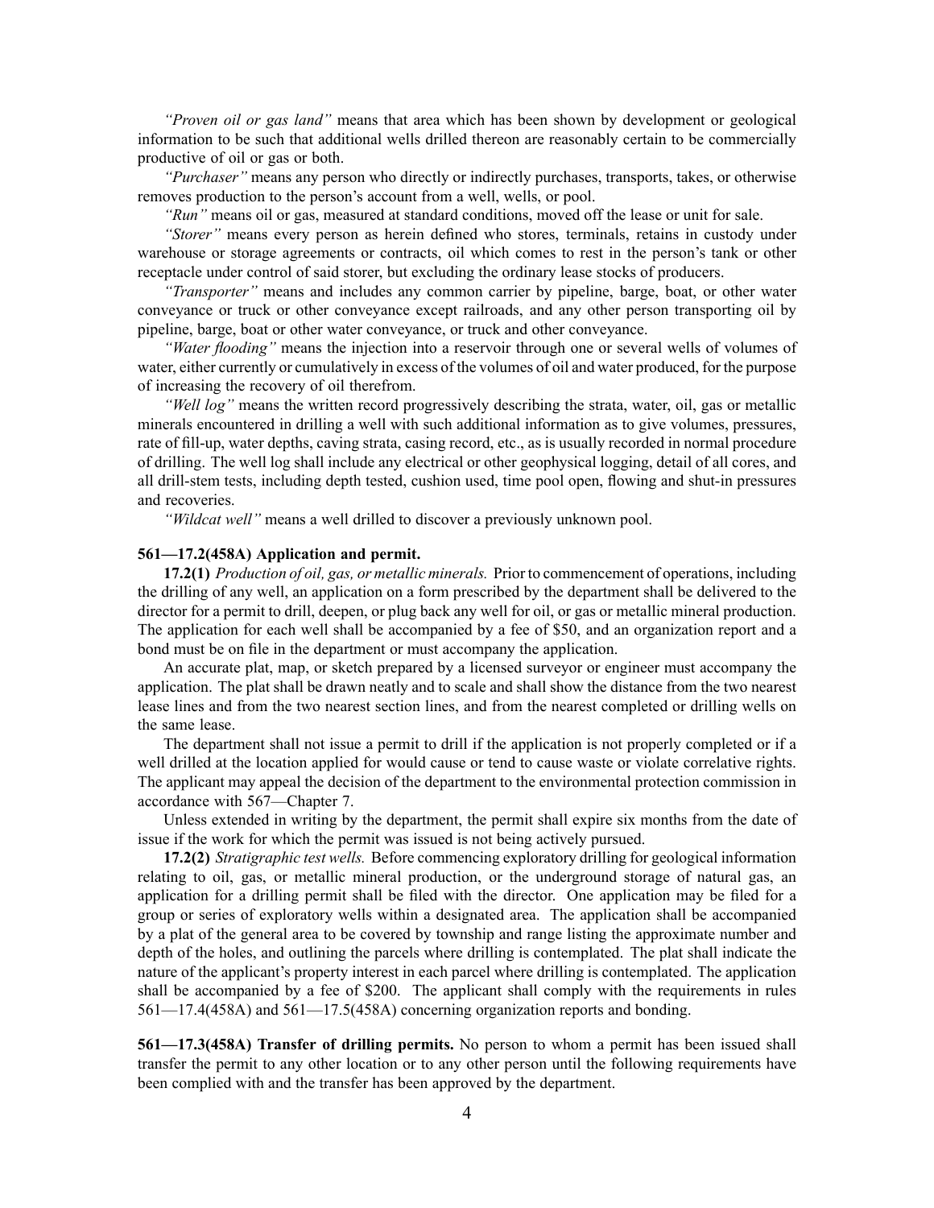*"Proven oil or gas land"* means that area which has been shown by development or geological information to be such that additional wells drilled thereon are reasonably certain to be commercially productive of oil or gas or both.

*"Purchaser"* means any person who directly or indirectly purchases, transports, takes, or otherwise removes production to the person's account from a well, wells, or pool.

*"Run"* means oil or gas, measured at standard conditions, moved off the lease or unit for sale.

*"Storer"* means every person as herein defined who stores, terminals, retains in custody under warehouse or storage agreements or contracts, oil which comes to rest in the person's tank or other receptacle under control of said storer, but excluding the ordinary lease stocks of producers.

*"Transporter"* means and includes any common carrier by pipeline, barge, boat, or other water conveyance or truck or other conveyance except railroads, and any other person transporting oil by pipeline, barge, boat or other water conveyance, or truck and other conveyance.

*"Water flooding"* means the injection into a reservoir through one or several wells of volumes of water, either currently or cumulatively in excess of the volumes of oil and water produced, for the purpose of increasing the recovery of oil therefrom.

*"Well log"* means the written record progressively describing the strata, water, oil, gas or metallic minerals encountered in drilling a well with such additional information as to give volumes, pressures, rate of fill-up, water depths, caving strata, casing record, etc., as is usually recorded in normal procedure of drilling. The well log shall include any electrical or other geophysical logging, detail of all cores, and all drill-stem tests, including depth tested, cushion used, time pool open, flowing and shut-in pressures and recoveries.

*"Wildcat well"* means a well drilled to discover a previously unknown pool.

**561—17.2(458A) Application and permit.**

**17.2(1)** *Production of oil, gas, or metallic minerals.* Prior to commencement of operations, including the drilling of any well, an application on a form prescribed by the department shall be delivered to the director for a permit to drill, deepen, or plug back any well for oil, or gas or metallic mineral production. The application for each well shall be accompanied by a fee of $50, and an organization report and a bond must be on file in the department or must accompany the application.

An accurate plat, map, or sketch prepared by a licensed surveyor or engineer must accompany the application. The plat shall be drawn neatly and to scale and shall show the distance from the two nearest lease lines and from the two nearest section lines, and from the nearest completed or drilling wells on the same lease.

The department shall not issue a permit to drill if the application is not properly completed or if a well drilled at the location applied for would cause or tend to cause waste or violate correlative rights. The applicant may appeal the decision of the department to the environmental protection commission in accordance with 567—Chapter 7.

Unless extended in writing by the department, the permit shall expire six months from the date of issue if the work for which the permit was issued is not being actively pursued.

**17.2(2)** *Stratigraphic test wells.* Before commencing exploratory drilling for geological information relating to oil, gas, or metallic mineral production, or the underground storage of natural gas, an application for a drilling permit shall be filed with the director. One application may be filed for a group or series of exploratory wells within a designated area. The application shall be accompanied by a plat of the general area to be covered by township and range listing the approximate number and depth of the holes, and outlining the parcels where drilling is contemplated. The plat shall indicate the nature of the applicant's property interest in each parcel where drilling is contemplated. The application shall be accompanied by a fee of $200. The applicant shall comply with the requirements in rules 561—17.4(458A) and 561—17.5(458A) concerning organization reports and bonding.

**561—17.3(458A) Transfer of drilling permits.** No person to whom a permit has been issued shall transfer the permit to any other location or to any other person until the following requirements have been complied with and the transfer has been approved by the department.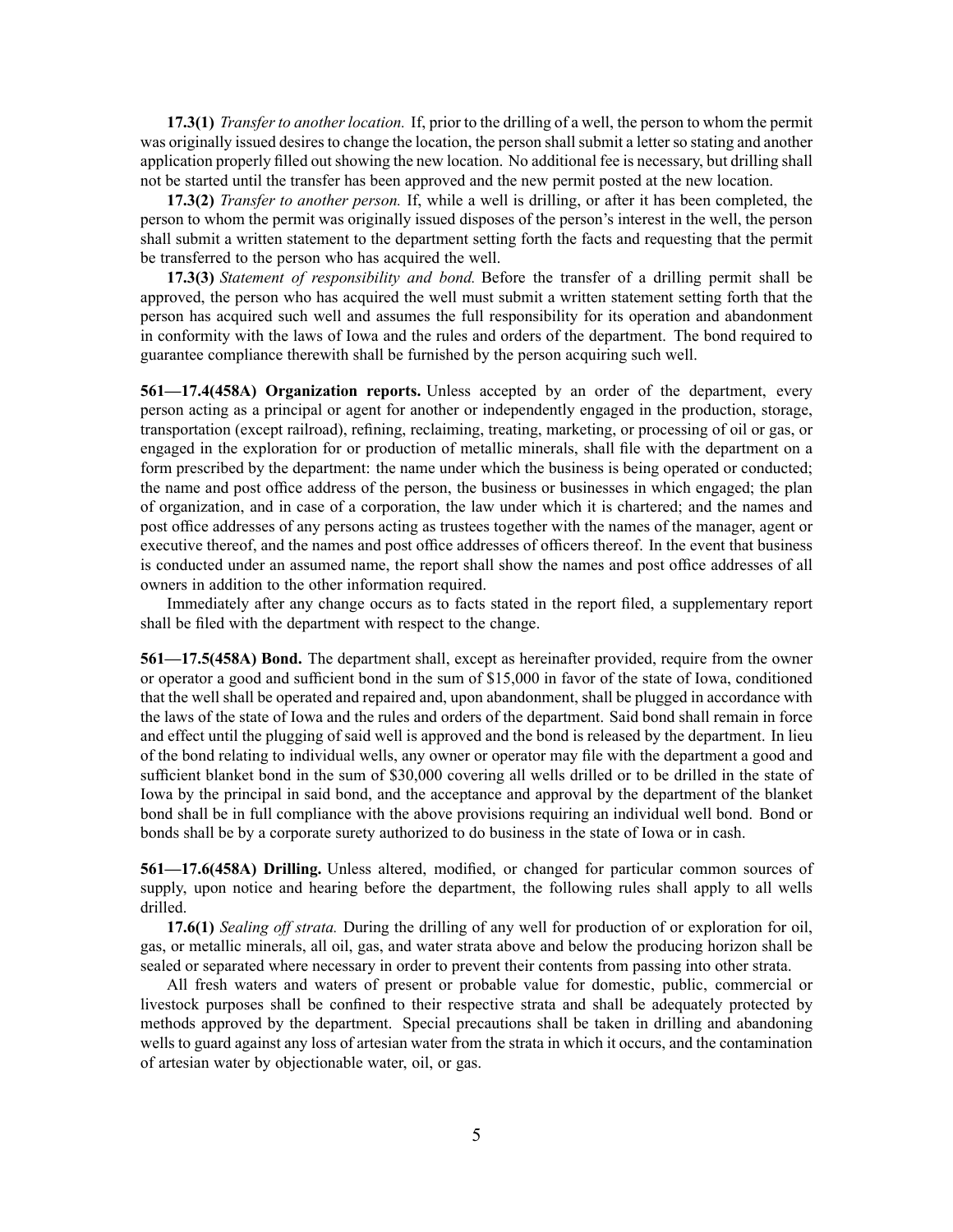**17.3(1)** *Transfer to another location.* If, prior to the drilling of a well, the person to whom the permit was originally issued desires to change the location, the person shall submit a letter so stating and another application properly filled out showing the new location. No additional fee is necessary, but drilling shall not be started until the transfer has been approved and the new permit posted at the new location.

**17.3(2)** *Transfer to another person.* If, while a well is drilling, or after it has been completed, the person to whom the permit was originally issued disposes of the person's interest in the well, the person shall submit a written statement to the department setting forth the facts and requesting that the permit be transferred to the person who has acquired the well.

**17.3(3)** *Statement of responsibility and bond.* Before the transfer of a drilling permit shall be approved, the person who has acquired the well must submit a written statement setting forth that the person has acquired such well and assumes the full responsibility for its operation and abandonment in conformity with the laws of Iowa and the rules and orders of the department. The bond required to guarantee compliance therewith shall be furnished by the person acquiring such well.

**561—17.4(458A) Organization reports.** Unless accepted by an order of the department, every person acting as a principal or agent for another or independently engaged in the production, storage, transportation (except railroad), refining, reclaiming, treating, marketing, or processing of oil or gas, or engaged in the exploration for or production of metallic minerals, shall file with the department on a form prescribed by the department: the name under which the business is being operated or conducted; the name and post office address of the person, the business or businesses in which engaged; the plan of organization, and in case of a corporation, the law under which it is chartered; and the names and post office addresses of any persons acting as trustees together with the names of the manager, agent or executive thereof, and the names and post office addresses of officers thereof. In the event that business is conducted under an assumed name, the report shall show the names and post office addresses of all owners in addition to the other information required.

Immediately after any change occurs as to facts stated in the report filed, a supplementary report shall be filed with the department with respect to the change.

**561—17.5(458A) Bond.** The department shall, except as hereinafter provided, require from the owner or operator a good and sufficient bond in the sum of $15,000 in favor of the state of Iowa, conditioned that the well shall be operated and repaired and, upon abandonment, shall be plugged in accordance with the laws of the state of Iowa and the rules and orders of the department. Said bond shall remain in force and effect until the plugging of said well is approved and the bond is released by the department. In lieu of the bond relating to individual wells, any owner or operator may file with the department a good and sufficient blanket bond in the sum of $30,000 covering all wells drilled or to be drilled in the state of Iowa by the principal in said bond, and the acceptance and approval by the department of the blanket bond shall be in full compliance with the above provisions requiring an individual well bond. Bond or bonds shall be by a corporate surety authorized to do business in the state of Iowa or in cash.

**561—17.6(458A) Drilling.** Unless altered, modified, or changed for particular common sources of supply, upon notice and hearing before the department, the following rules shall apply to all wells drilled.

**17.6(1)** *Sealing off strata.* During the drilling of any well for production of or exploration for oil, gas, or metallic minerals, all oil, gas, and water strata above and below the producing horizon shall be sealed or separated where necessary in order to prevent their contents from passing into other strata.

All fresh waters and waters of present or probable value for domestic, public, commercial or livestock purposes shall be confined to their respective strata and shall be adequately protected by methods approved by the department. Special precautions shall be taken in drilling and abandoning wells to guard against any loss of artesian water from the strata in which it occurs, and the contamination of artesian water by objectionable water, oil, or gas.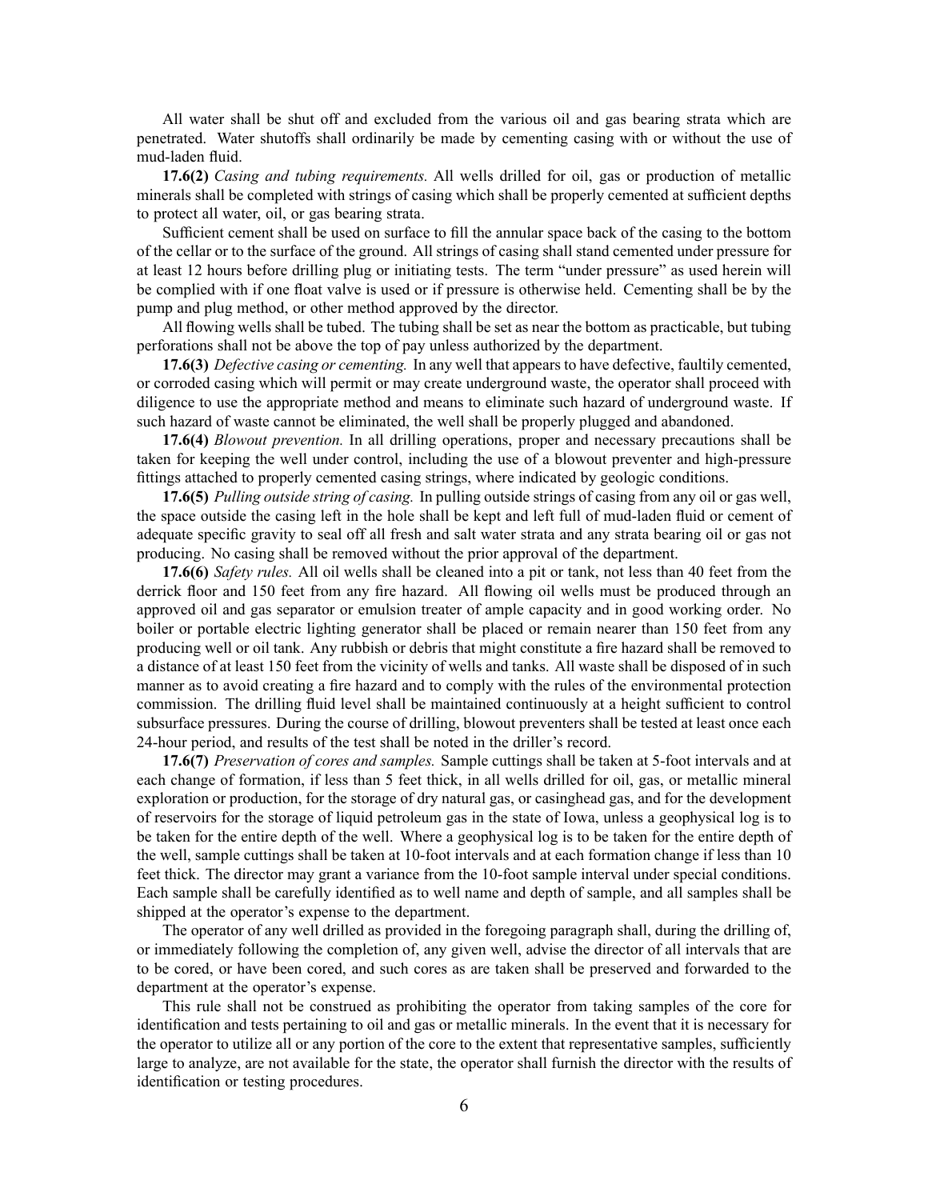All water shall be shut off and excluded from the various oil and gas bearing strata which are penetrated. Water shutoffs shall ordinarily be made by cementing casing with or without the use of mud-laden fluid.

**17.6(2)** *Casing and tubing requirements.* All wells drilled for oil, gas or production of metallic minerals shall be completed with strings of casing which shall be properly cemented at sufficient depths to protect all water, oil, or gas bearing strata.

Sufficient cement shall be used on surface to fill the annular space back of the casing to the bottom of the cellar or to the surface of the ground. All strings of casing shall stand cemented under pressure for at least 12 hours before drilling plug or initiating tests. The term "under pressure" as used herein will be complied with if one float valve is used or if pressure is otherwise held. Cementing shall be by the pump and plug method, or other method approved by the director.

All flowing wells shall be tubed. The tubing shall be set as near the bottom as practicable, but tubing perforations shall not be above the top of pay unless authorized by the department.

**17.6(3)** *Defective casing or cementing.* In any well that appears to have defective, faultily cemented, or corroded casing which will permit or may create underground waste, the operator shall proceed with diligence to use the appropriate method and means to eliminate such hazard of underground waste. If such hazard of waste cannot be eliminated, the well shall be properly plugged and abandoned.

**17.6(4)** *Blowout prevention.* In all drilling operations, proper and necessary precautions shall be taken for keeping the well under control, including the use of a blowout preventer and high-pressure fittings attached to properly cemented casing strings, where indicated by geologic conditions.

**17.6(5)** *Pulling outside string of casing.* In pulling outside strings of casing from any oil or gas well, the space outside the casing left in the hole shall be kept and left full of mud-laden fluid or cement of adequate specific gravity to seal off all fresh and salt water strata and any strata bearing oil or gas not producing. No casing shall be removed without the prior approval of the department.

**17.6(6)** *Safety rules.* All oil wells shall be cleaned into a pit or tank, not less than 40 feet from the derrick floor and 150 feet from any fire hazard. All flowing oil wells must be produced through an approved oil and gas separator or emulsion treater of ample capacity and in good working order. No boiler or portable electric lighting generator shall be placed or remain nearer than 150 feet from any producing well or oil tank. Any rubbish or debris that might constitute a fire hazard shall be removed to a distance of at least 150 feet from the vicinity of wells and tanks. All waste shall be disposed of in such manner as to avoid creating a fire hazard and to comply with the rules of the environmental protection commission. The drilling fluid level shall be maintained continuously at a height sufficient to control subsurface pressures. During the course of drilling, blowout preventers shall be tested at least once each 24-hour period, and results of the test shall be noted in the driller's record.

**17.6(7)** *Preservation of cores and samples.* Sample cuttings shall be taken at 5-foot intervals and at each change of formation, if less than 5 feet thick, in all wells drilled for oil, gas, or metallic mineral exploration or production, for the storage of dry natural gas, or casinghead gas, and for the development of reservoirs for the storage of liquid petroleum gas in the state of Iowa, unless a geophysical log is to be taken for the entire depth of the well. Where a geophysical log is to be taken for the entire depth of the well, sample cuttings shall be taken at 10-foot intervals and at each formation change if less than 10 feet thick. The director may grant a variance from the 10-foot sample interval under special conditions. Each sample shall be carefully identified as to well name and depth of sample, and all samples shall be shipped at the operator's expense to the department.

The operator of any well drilled as provided in the foregoing paragraph shall, during the drilling of, or immediately following the completion of, any given well, advise the director of all intervals that are to be cored, or have been cored, and such cores as are taken shall be preserved and forwarded to the department at the operator's expense.

This rule shall not be construed as prohibiting the operator from taking samples of the core for identification and tests pertaining to oil and gas or metallic minerals. In the event that it is necessary for the operator to utilize all or any portion of the core to the extent that representative samples, sufficiently large to analyze, are not available for the state, the operator shall furnish the director with the results of identification or testing procedures.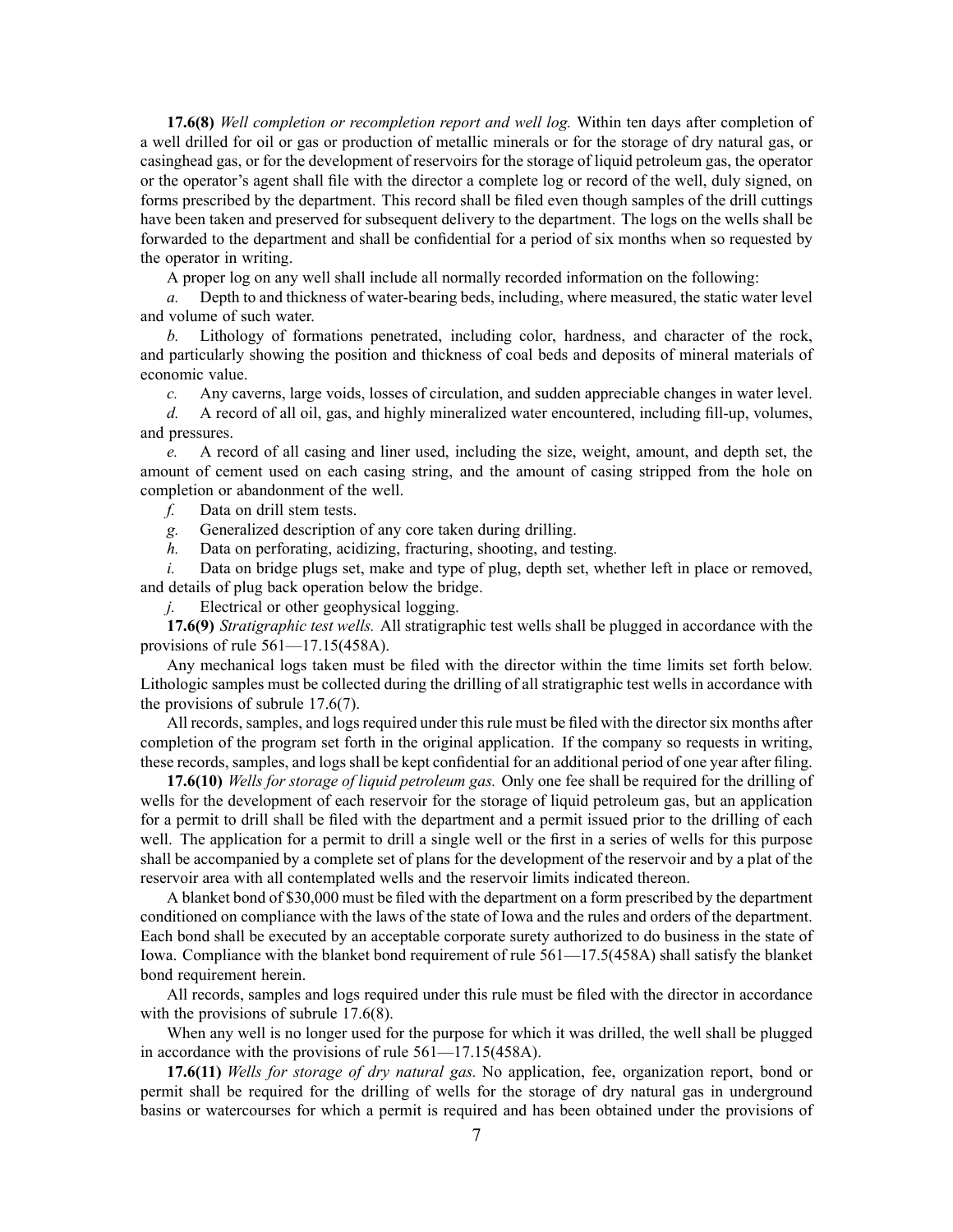**17.6(8)** *Well completion or recompletion report and well log.* Within ten days after completion of a well drilled for oil or gas or production of metallic minerals or for the storage of dry natural gas, or casinghead gas, or for the development of reservoirs for the storage of liquid petroleum gas, the operator or the operator's agent shall file with the director a complete log or record of the well, duly signed, on forms prescribed by the department. This record shall be filed even though samples of the drill cuttings have been taken and preserved for subsequent delivery to the department. The logs on the wells shall be forwarded to the department and shall be confidential for a period of six months when so requested by the operator in writing.

A proper log on any well shall include all normally recorded information on the following:

*a.* Depth to and thickness of water-bearing beds, including, where measured, the static water level and volume of such water.

*b.* Lithology of formations penetrated, including color, hardness, and character of the rock, and particularly showing the position and thickness of coal beds and deposits of mineral materials of economic value.

*c.* Any caverns, large voids, losses of circulation, and sudden appreciable changes in water level.

*d.* A record of all oil, gas, and highly mineralized water encountered, including fill-up, volumes, and pressures.

*e.* A record of all casing and liner used, including the size, weight, amount, and depth set, the amount of cement used on each casing string, and the amount of casing stripped from the hole on completion or abandonment of the well.

*f.* Data on drill stem tests.

*g.* Generalized description of any core taken during drilling.

*h.* Data on perforating, acidizing, fracturing, shooting, and testing.

*i.* Data on bridge plugs set, make and type of plug, depth set, whether left in place or removed, and details of plug back operation below the bridge.

*j.* Electrical or other geophysical logging.

**17.6(9)** *Stratigraphic test wells.* All stratigraphic test wells shall be plugged in accordance with the provisions of rule 561—17.15(458A).

Any mechanical logs taken must be filed with the director within the time limits set forth below. Lithologic samples must be collected during the drilling of all stratigraphic test wells in accordance with the provisions of subrule 17.6(7).

All records, samples, and logs required under this rule must be filed with the director six months after completion of the program set forth in the original application. If the company so requests in writing, these records, samples, and logs shall be kept confidential for an additional period of one year after filing.

**17.6(10)** *Wells for storage of liquid petroleum gas.* Only one fee shall be required for the drilling of wells for the development of each reservoir for the storage of liquid petroleum gas, but an application for a permit to drill shall be filed with the department and a permit issued prior to the drilling of each well. The application for a permit to drill a single well or the first in a series of wells for this purpose shall be accompanied by a complete set of plans for the development of the reservoir and by a plat of the reservoir area with all contemplated wells and the reservoir limits indicated thereon.

A blanket bond of $30,000 must be filed with the department on a form prescribed by the department conditioned on compliance with the laws of the state of Iowa and the rules and orders of the department. Each bond shall be executed by an acceptable corporate surety authorized to do business in the state of Iowa. Compliance with the blanket bond requirement of rule 561—17.5(458A) shall satisfy the blanket bond requirement herein.

All records, samples and logs required under this rule must be filed with the director in accordance with the provisions of subrule 17.6(8).

When any well is no longer used for the purpose for which it was drilled, the well shall be plugged in accordance with the provisions of rule 561—17.15(458A).

**17.6(11)** *Wells for storage of dry natural gas.* No application, fee, organization report, bond or permit shall be required for the drilling of wells for the storage of dry natural gas in underground basins or watercourses for which a permit is required and has been obtained under the provisions of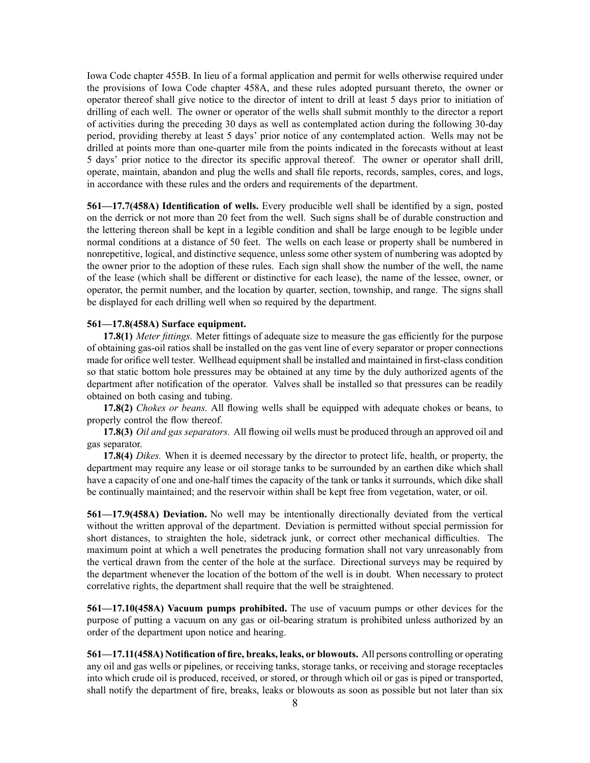Iowa Code chapter 455B. In lieu of a formal application and permit for wells otherwise required under the provisions of Iowa Code chapter 458A, and these rules adopted pursuant thereto, the owner or operator thereof shall give notice to the director of intent to drill at least 5 days prior to initiation of drilling of each well. The owner or operator of the wells shall submit monthly to the director a report of activities during the preceding 30 days as well as contemplated action during the following 30-day period, providing thereby at least 5 days' prior notice of any contemplated action. Wells may not be drilled at points more than one-quarter mile from the points indicated in the forecasts without at least 5 days' prior notice to the director its specific approval thereof. The owner or operator shall drill, operate, maintain, abandon and plug the wells and shall file reports, records, samples, cores, and logs, in accordance with these rules and the orders and requirements of the department.

**561—17.7(458A) Identification of wells.** Every producible well shall be identified by a sign, posted on the derrick or not more than 20 feet from the well. Such signs shall be of durable construction and the lettering thereon shall be kept in a legible condition and shall be large enough to be legible under normal conditions at a distance of 50 feet. The wells on each lease or property shall be numbered in nonrepetitive, logical, and distinctive sequence, unless some other system of numbering was adopted by the owner prior to the adoption of these rules. Each sign shall show the number of the well, the name of the lease (which shall be different or distinctive for each lease), the name of the lessee, owner, or operator, the permit number, and the location by quarter, section, township, and range. The signs shall be displayed for each drilling well when so required by the department.

**561—17.8(458A) Surface equipment.**

**17.8(1)** *Meter fittings.* Meter fittings of adequate size to measure the gas efficiently for the purpose of obtaining gas-oil ratios shall be installed on the gas vent line of every separator or proper connections made for orifice well tester. Wellhead equipment shall be installed and maintained in first-class condition so that static bottom hole pressures may be obtained at any time by the duly authorized agents of the department after notification of the operator. Valves shall be installed so that pressures can be readily obtained on both casing and tubing.

**17.8(2)** *Chokes or beans.* All flowing wells shall be equipped with adequate chokes or beans, to properly control the flow thereof.

**17.8(3)** *Oil and gas separators.* All flowing oil wells must be produced through an approved oil and gas separator.

**17.8(4)** *Dikes.* When it is deemed necessary by the director to protect life, health, or property, the department may require any lease or oil storage tanks to be surrounded by an earthen dike which shall have a capacity of one and one-half times the capacity of the tank or tanks it surrounds, which dike shall be continually maintained; and the reservoir within shall be kept free from vegetation, water, or oil.

**561—17.9(458A) Deviation.** No well may be intentionally directionally deviated from the vertical without the written approval of the department. Deviation is permitted without special permission for short distances, to straighten the hole, sidetrack junk, or correct other mechanical difficulties. The maximum point at which a well penetrates the producing formation shall not vary unreasonably from the vertical drawn from the center of the hole at the surface. Directional surveys may be required by the department whenever the location of the bottom of the well is in doubt. When necessary to protect correlative rights, the department shall require that the well be straightened.

**561—17.10(458A) Vacuum pumps prohibited.** The use of vacuum pumps or other devices for the purpose of putting a vacuum on any gas or oil-bearing stratum is prohibited unless authorized by an order of the department upon notice and hearing.

**561—17.11(458A) Notification of fire, breaks, leaks, or blowouts.** All persons controlling or operating any oil and gas wells or pipelines, or receiving tanks, storage tanks, or receiving and storage receptacles into which crude oil is produced, received, or stored, or through which oil or gas is piped or transported, shall notify the department of fire, breaks, leaks or blowouts as soon as possible but not later than six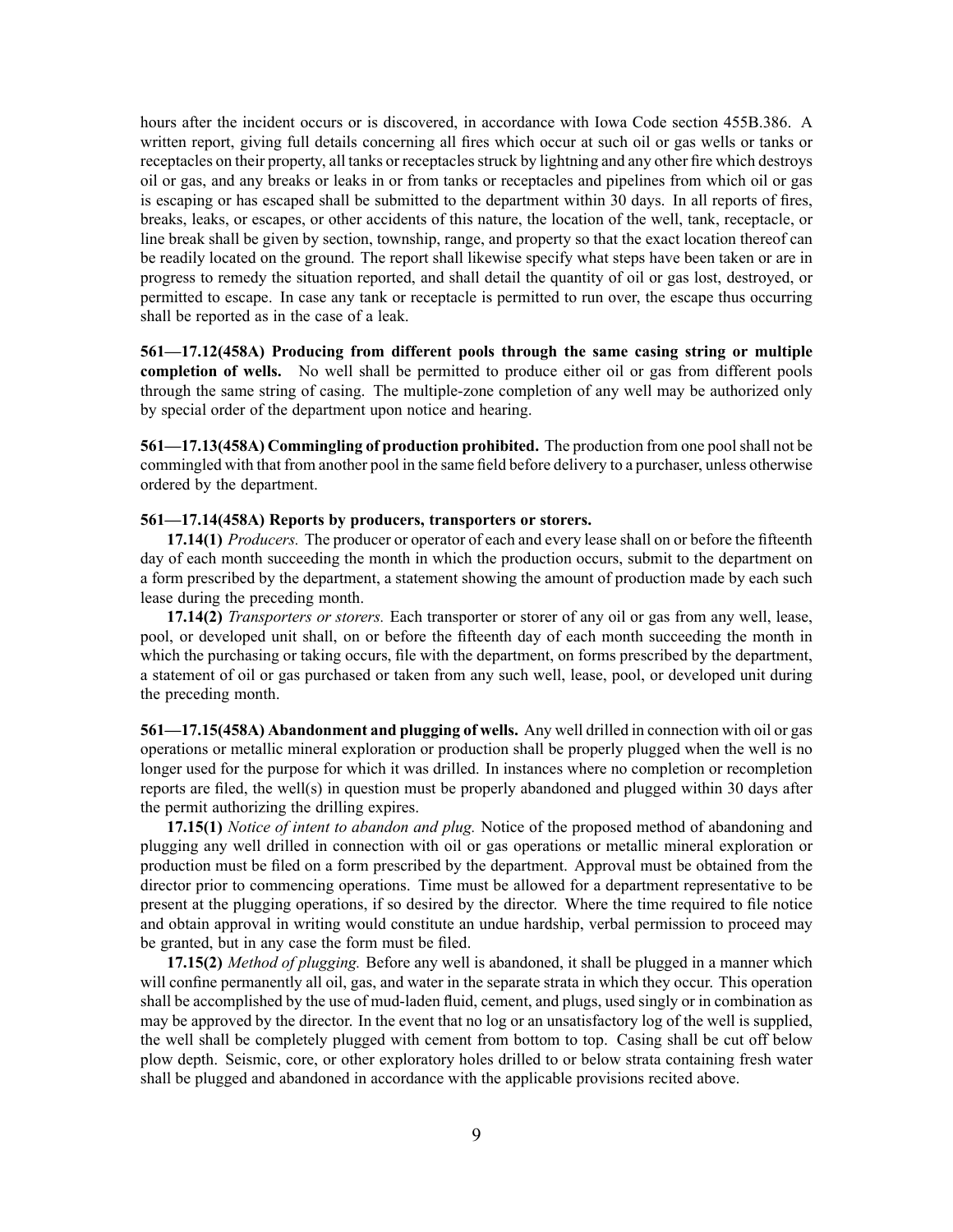hours after the incident occurs or is discovered, in accordance with Iowa Code section 455B.386. A written report, giving full details concerning all fires which occur at such oil or gas wells or tanks or receptacles on their property, all tanks or receptacles struck by lightning and any other fire which destroys oil or gas, and any breaks or leaks in or from tanks or receptacles and pipelines from which oil or gas is escaping or has escaped shall be submitted to the department within 30 days. In all reports of fires, breaks, leaks, or escapes, or other accidents of this nature, the location of the well, tank, receptacle, or line break shall be given by section, township, range, and property so that the exact location thereof can be readily located on the ground. The report shall likewise specify what steps have been taken or are in progress to remedy the situation reported, and shall detail the quantity of oil or gas lost, destroyed, or permitted to escape. In case any tank or receptacle is permitted to run over, the escape thus occurring shall be reported as in the case of a leak.

**561—17.12(458A) Producing from different pools through the same casing string or multiple completion of wells.** No well shall be permitted to produce either oil or gas from different pools through the same string of casing. The multiple-zone completion of any well may be authorized only by special order of the department upon notice and hearing.

**561—17.13(458A) Commingling of production prohibited.** The production from one pool shall not be commingled with that from another pool in the same field before delivery to a purchaser, unless otherwise ordered by the department.

**561—17.14(458A) Reports by producers, transporters or storers.**

**17.14(1)** *Producers.* The producer or operator of each and every lease shall on or before the fifteenth day of each month succeeding the month in which the production occurs, submit to the department on a form prescribed by the department, a statement showing the amount of production made by each such lease during the preceding month.

**17.14(2)** *Transporters or storers.* Each transporter or storer of any oil or gas from any well, lease, pool, or developed unit shall, on or before the fifteenth day of each month succeeding the month in which the purchasing or taking occurs, file with the department, on forms prescribed by the department, a statement of oil or gas purchased or taken from any such well, lease, pool, or developed unit during the preceding month.

**561—17.15(458A) Abandonment and plugging of wells.** Any well drilled in connection with oil or gas operations or metallic mineral exploration or production shall be properly plugged when the well is no longer used for the purpose for which it was drilled. In instances where no completion or recompletion reports are filed, the well(s) in question must be properly abandoned and plugged within 30 days after the permit authorizing the drilling expires.

**17.15(1)** *Notice of intent to abandon and plug.* Notice of the proposed method of abandoning and plugging any well drilled in connection with oil or gas operations or metallic mineral exploration or production must be filed on a form prescribed by the department. Approval must be obtained from the director prior to commencing operations. Time must be allowed for a department representative to be present at the plugging operations, if so desired by the director. Where the time required to file notice and obtain approval in writing would constitute an undue hardship, verbal permission to proceed may be granted, but in any case the form must be filed.

**17.15(2)** *Method of plugging.* Before any well is abandoned, it shall be plugged in a manner which will confine permanently all oil, gas, and water in the separate strata in which they occur. This operation shall be accomplished by the use of mud-laden fluid, cement, and plugs, used singly or in combination as may be approved by the director. In the event that no log or an unsatisfactory log of the well is supplied, the well shall be completely plugged with cement from bottom to top. Casing shall be cut off below plow depth. Seismic, core, or other exploratory holes drilled to or below strata containing fresh water shall be plugged and abandoned in accordance with the applicable provisions recited above.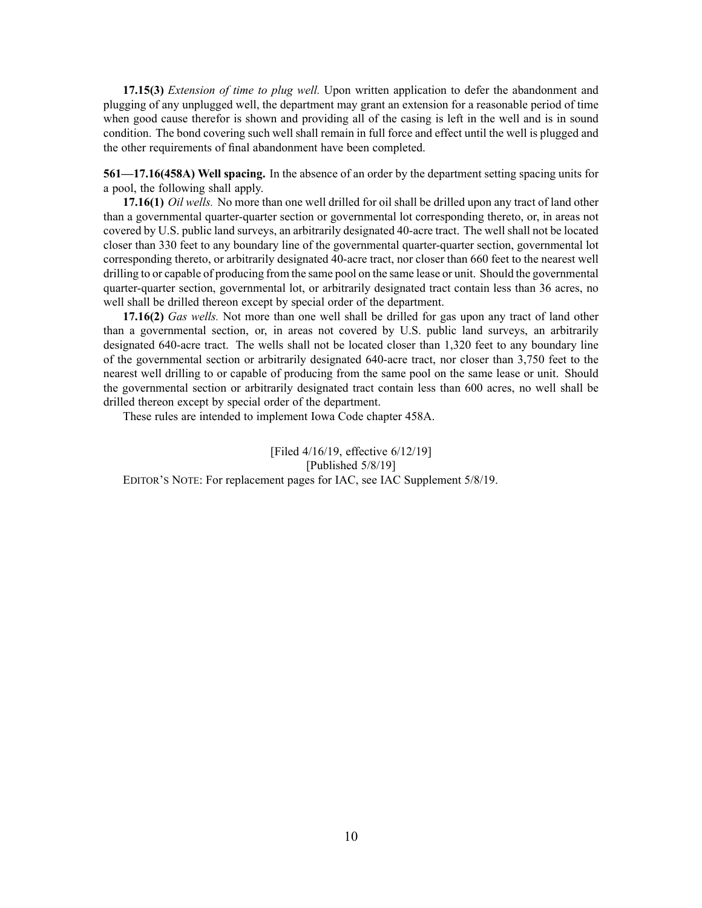**17.15(3)** *Extension of time to plug well.* Upon written application to defer the abandonment and plugging of any unplugged well, the department may grant an extension for a reasonable period of time when good cause therefor is shown and providing all of the casing is left in the well and is in sound condition. The bond covering such well shall remain in full force and effect until the well is plugged and the other requirements of final abandonment have been completed.

**561—17.16(458A) Well spacing.** In the absence of an order by the department setting spacing units for a pool, the following shall apply.

**17.16(1)** *Oil wells.* No more than one well drilled for oil shall be drilled upon any tract of land other than a governmental quarter-quarter section or governmental lot corresponding thereto, or, in areas not covered by U.S. public land surveys, an arbitrarily designated 40-acre tract. The well shall not be located closer than 330 feet to any boundary line of the governmental quarter-quarter section, governmental lot corresponding thereto, or arbitrarily designated 40-acre tract, nor closer than 660 feet to the nearest well drilling to or capable of producing from the same pool on the same lease or unit. Should the governmental quarter-quarter section, governmental lot, or arbitrarily designated tract contain less than 36 acres, no well shall be drilled thereon except by special order of the department.

**17.16(2)** *Gas wells.* Not more than one well shall be drilled for gas upon any tract of land other than a governmental section, or, in areas not covered by U.S. public land surveys, an arbitrarily designated 640-acre tract. The wells shall not be located closer than 1,320 feet to any boundary line of the governmental section or arbitrarily designated 640-acre tract, nor closer than 3,750 feet to the nearest well drilling to or capable of producing from the same pool on the same lease or unit. Should the governmental section or arbitrarily designated tract contain less than 600 acres, no well shall be drilled thereon except by special order of the department.

These rules are intended to implement Iowa Code chapter 458A.

[Filed 4/16/19, effective 6/12/19]
[Published 5/8/19]

EDITOR'S NOTE: For replacement pages for IAC, see IAC Supplement 5/8/19.